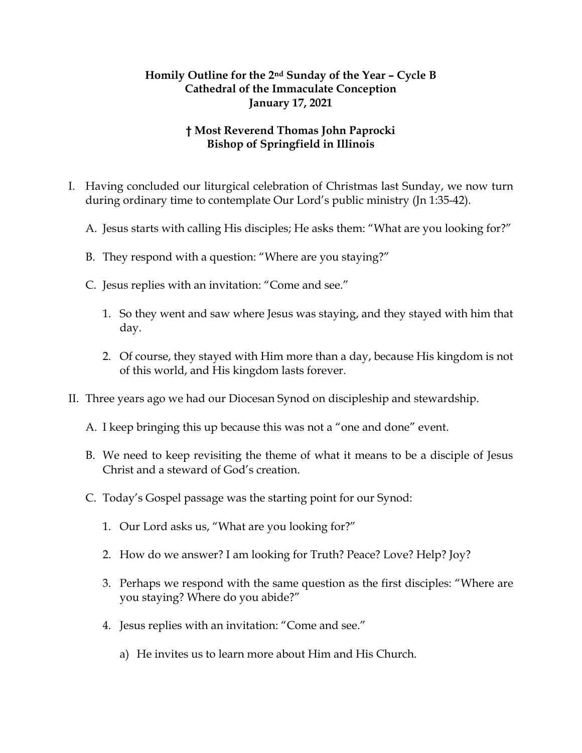**Homily Outline for the 2nd Sunday of the Year – Cycle B**
**Cathedral of the Immaculate Conception**
**January 17, 2021**

**† Most Reverend Thomas John Paprocki**
**Bishop of Springfield in Illinois**

I. Having concluded our liturgical celebration of Christmas last Sunday, we now turn during ordinary time to contemplate Our Lord's public ministry (Jn 1:35-42).

   A. Jesus starts with calling His disciples; He asks them: "What are you looking for?"

   B. They respond with a question: "Where are you staying?"

   C. Jesus replies with an invitation: "Come and see."

      1. So they went and saw where Jesus was staying, and they stayed with him that day.

      2. Of course, they stayed with Him more than a day, because His kingdom is not of this world, and His kingdom lasts forever.

II. Three years ago we had our Diocesan Synod on discipleship and stewardship.

   A. I keep bringing this up because this was not a "one and done" event.

   B. We need to keep revisiting the theme of what it means to be a disciple of Jesus Christ and a steward of God's creation.

   C. Today's Gospel passage was the starting point for our Synod:

      1. Our Lord asks us, "What are you looking for?"

      2. How do we answer? I am looking for Truth? Peace? Love? Help? Joy?

      3. Perhaps we respond with the same question as the first disciples: "Where are you staying? Where do you abide?"

      4. Jesus replies with an invitation: "Come and see."

         a) He invites us to learn more about Him and His Church.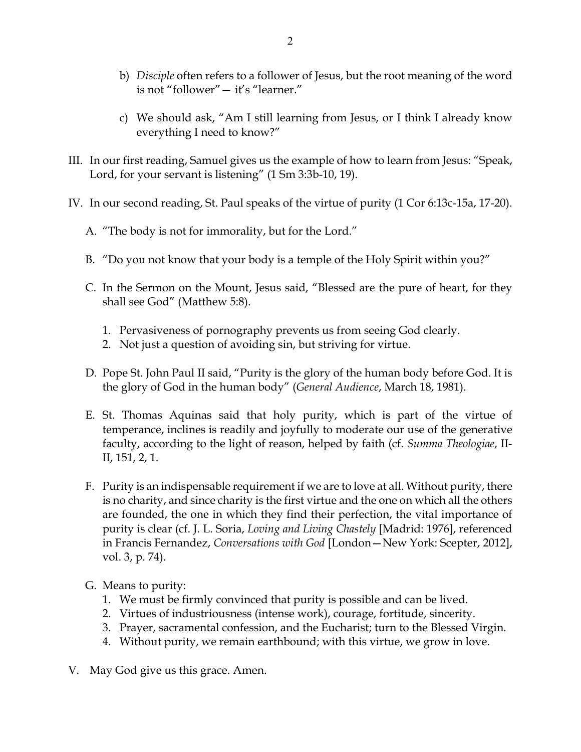b) *Disciple* often refers to a follower of Jesus, but the root meaning of the word is not "follower"— it's "learner."

   c) We should ask, "Am I still learning from Jesus, or I think I already know everything I need to know?"

III. In our first reading, Samuel gives us the example of how to learn from Jesus: "Speak, Lord, for your servant is listening" (1 Sm 3:3b-10, 19).

IV. In our second reading, St. Paul speaks of the virtue of purity (1 Cor 6:13c-15a, 17-20).

   A. "The body is not for immorality, but for the Lord."

   B. "Do you not know that your body is a temple of the Holy Spirit within you?"

   C. In the Sermon on the Mount, Jesus said, "Blessed are the pure of heart, for they shall see God" (Matthew 5:8).

      1. Pervasiveness of pornography prevents us from seeing God clearly.
      2. Not just a question of avoiding sin, but striving for virtue.

   D. Pope St. John Paul II said, "Purity is the glory of the human body before God. It is the glory of God in the human body" (*General Audience*, March 18, 1981).

   E. St. Thomas Aquinas said that holy purity, which is part of the virtue of temperance, inclines is readily and joyfully to moderate our use of the generative faculty, according to the light of reason, helped by faith (cf. *Summa Theologiae*, II-II, 151, 2, 1.

   F. Purity is an indispensable requirement if we are to love at all. Without purity, there is no charity, and since charity is the first virtue and the one on which all the others are founded, the one in which they find their perfection, the vital importance of purity is clear (cf. J. L. Soria, *Loving and Living Chastely* [Madrid: 1976], referenced in Francis Fernandez, *Conversations with God* [London—New York: Scepter, 2012], vol. 3, p. 74).

   G. Means to purity:
      1. We must be firmly convinced that purity is possible and can be lived.
      2. Virtues of industriousness (intense work), courage, fortitude, sincerity.
      3. Prayer, sacramental confession, and the Eucharist; turn to the Blessed Virgin.
      4. Without purity, we remain earthbound; with this virtue, we grow in love.

V. May God give us this grace. Amen.